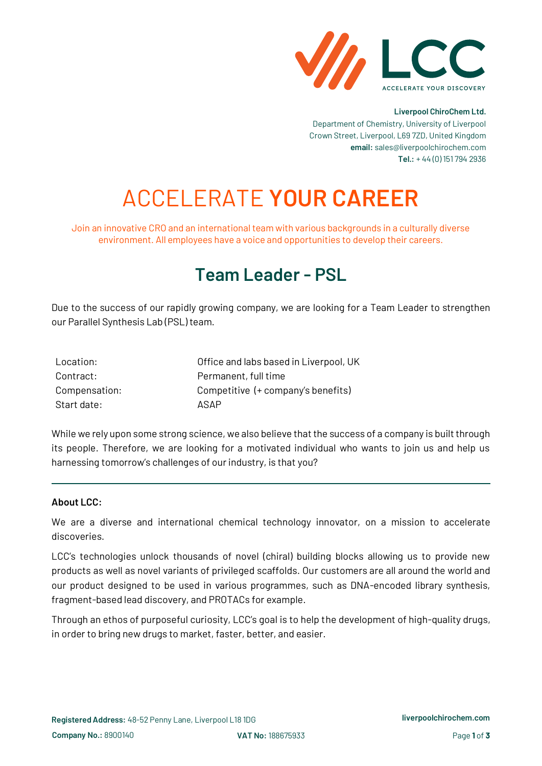**Liverpool ChiroChem Ltd.**
Department of Chemistry, University of Liverpool
Crown Street, Liverpool, L69 7ZD, United Kingdom
**email:** sales@liverpoolchirochem.com
**Tel.:** + 44 (0) 151 794 2936

# ACCELERATE **YOUR CAREER**

Join an innovative CRO and an international team with various backgrounds in a culturally diverse environment. All employees have a voice and opportunities to develop their careers.

## Team Leader - PSL

Due to the success of our rapidly growing company, we are looking for a Team Leader to strengthen our Parallel Synthesis Lab (PSL) team.

| | |
|---|---|
| Location: | Office and labs based in Liverpool, UK |
| Contract: | Permanent, full time |
| Compensation: | Competitive (+ company's benefits) |
| Start date: | ASAP |

While we rely upon some strong science, we also believe that the success of a company is built through its people. Therefore, we are looking for a motivated individual who wants to join us and help us harnessing tomorrow's challenges of our industry, is that you?

---

**About LCC:**

We are a diverse and international chemical technology innovator, on a mission to accelerate discoveries.

LCC's technologies unlock thousands of novel (chiral) building blocks allowing us to provide new products as well as novel variants of privileged scaffolds. Our customers are all around the world and our product designed to be used in various programmes, such as DNA-encoded library synthesis, fragment-based lead discovery, and PROTACs for example.

Through an ethos of purposeful curiosity, LCC's goal is to help the development of high-quality drugs, in order to bring new drugs to market, faster, better, and easier.

**Registered Address:** 48-52 Penny Lane, Liverpool L18 1DG
**Company No.:** 8900140 **VAT No:** 188675933
liverpoolchirochem.com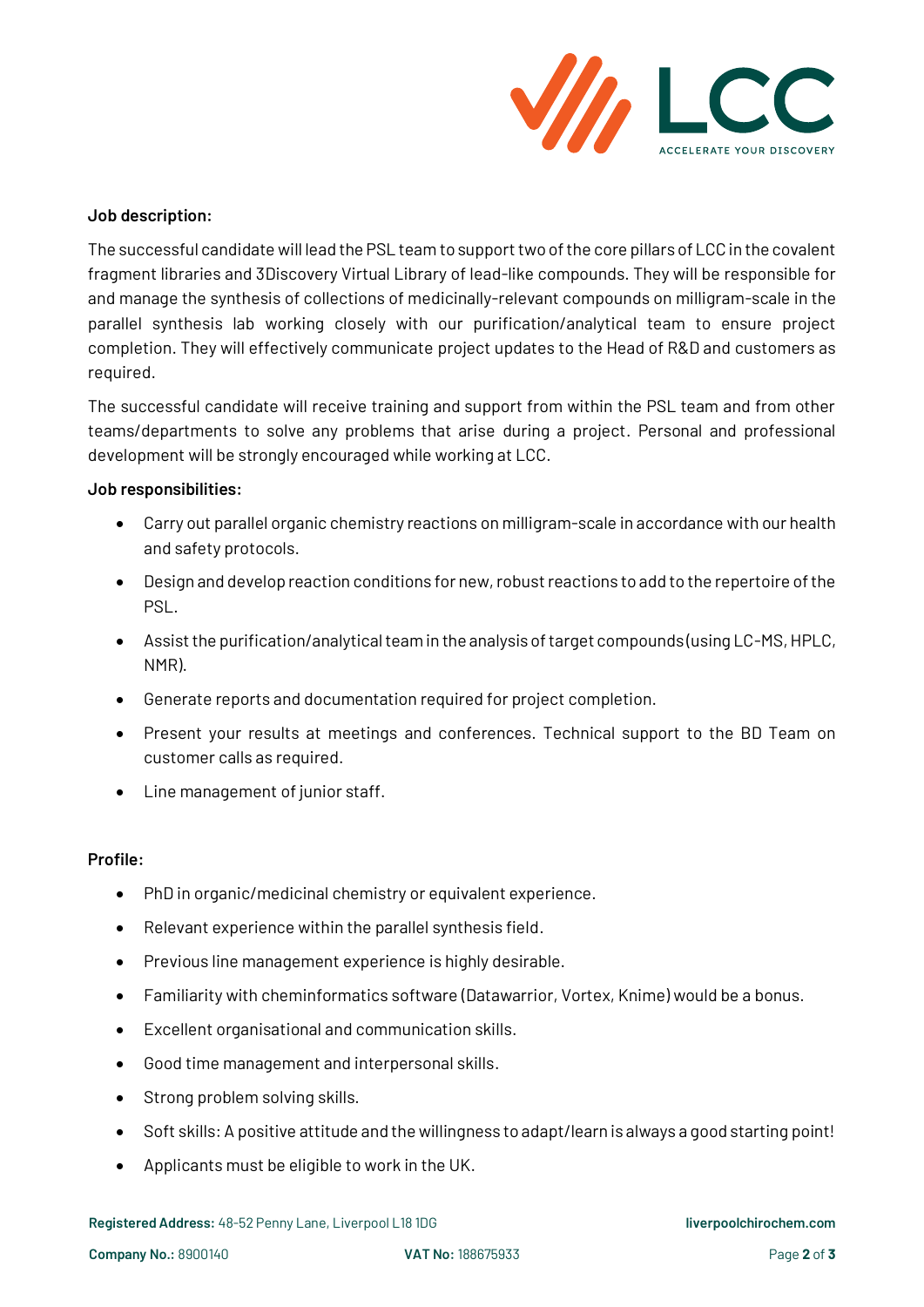**Job description:**

The successful candidate will lead the PSL team to support two of the core pillars of LCC in the covalent fragment libraries and 3Discovery Virtual Library of lead-like compounds. They will be responsible for and manage the synthesis of collections of medicinally-relevant compounds on milligram-scale in the parallel synthesis lab working closely with our purification/analytical team to ensure project completion. They will effectively communicate project updates to the Head of R&D and customers as required.

The successful candidate will receive training and support from within the PSL team and from other teams/departments to solve any problems that arise during a project. Personal and professional development will be strongly encouraged while working at LCC.

**Job responsibilities:**

- Carry out parallel organic chemistry reactions on milligram-scale in accordance with our health and safety protocols.
- Design and develop reaction conditions for new, robust reactions to add to the repertoire of the PSL.
- Assist the purification/analytical team in the analysis of target compounds (using LC-MS, HPLC, NMR).
- Generate reports and documentation required for project completion.
- Present your results at meetings and conferences. Technical support to the BD Team on customer calls as required.
- Line management of junior staff.

**Profile:**

- PhD in organic/medicinal chemistry or equivalent experience.
- Relevant experience within the parallel synthesis field.
- Previous line management experience is highly desirable.
- Familiarity with cheminformatics software (Datawarrior, Vortex, Knime) would be a bonus.
- Excellent organisational and communication skills.
- Good time management and interpersonal skills.
- Strong problem solving skills.
- Soft skills: A positive attitude and the willingness to adapt/learn is always a good starting point!
- Applicants must be eligible to work in the UK.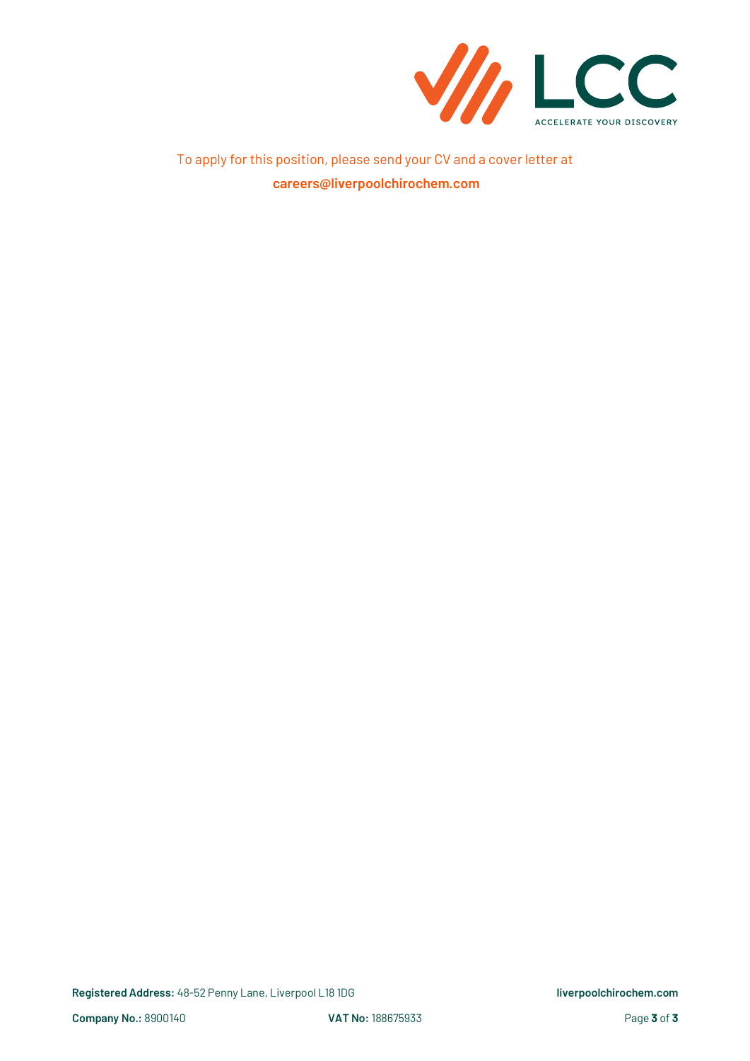To apply for this position, please send your CV and a cover letter at

**careers@liverpoolchirochem.com**